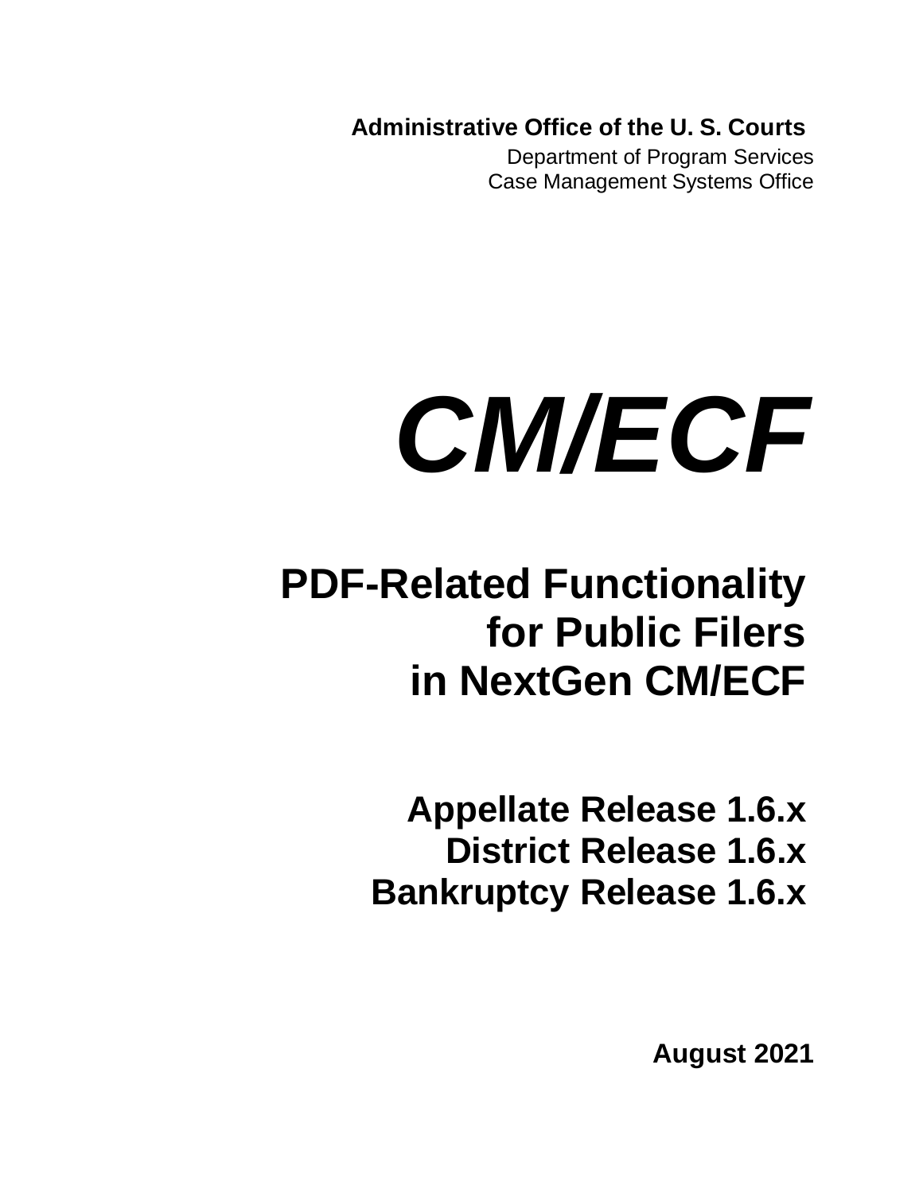**Administrative Office of the U. S. Courts**

Department of Program Services
Case Management Systems Office

# *CM/ECF*

## PDF-Related Functionality for Public Filers in NextGen CM/ECF

### Appellate Release 1.6.x
### District Release 1.6.x
### Bankruptcy Release 1.6.x

**August 2021**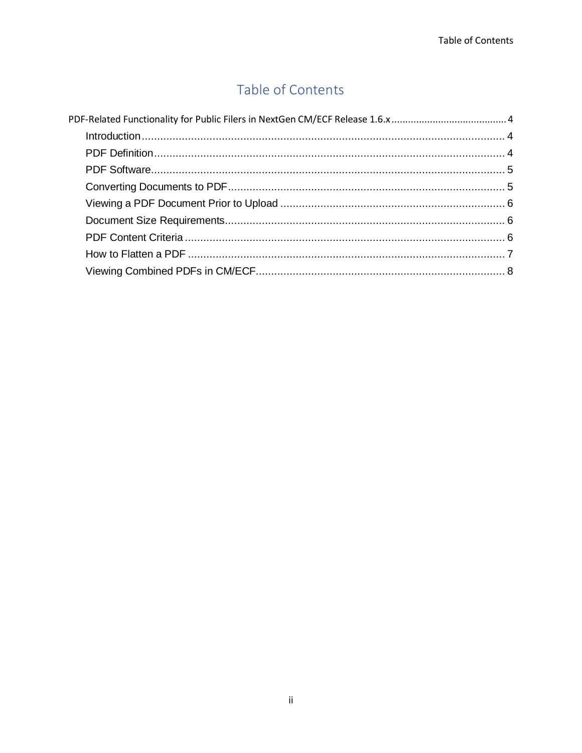# Table of Contents

PDF-Related Functionality for Public Filers in NextGen CM/ECF Release 1.6.x .......... 4

- Introduction .......... 4
- PDF Definition .......... 4
- PDF Software .......... 5
- Converting Documents to PDF .......... 5
- Viewing a PDF Document Prior to Upload .......... 6
- Document Size Requirements .......... 6
- PDF Content Criteria .......... 6
- How to Flatten a PDF .......... 7
- Viewing Combined PDFs in CM/ECF .......... 8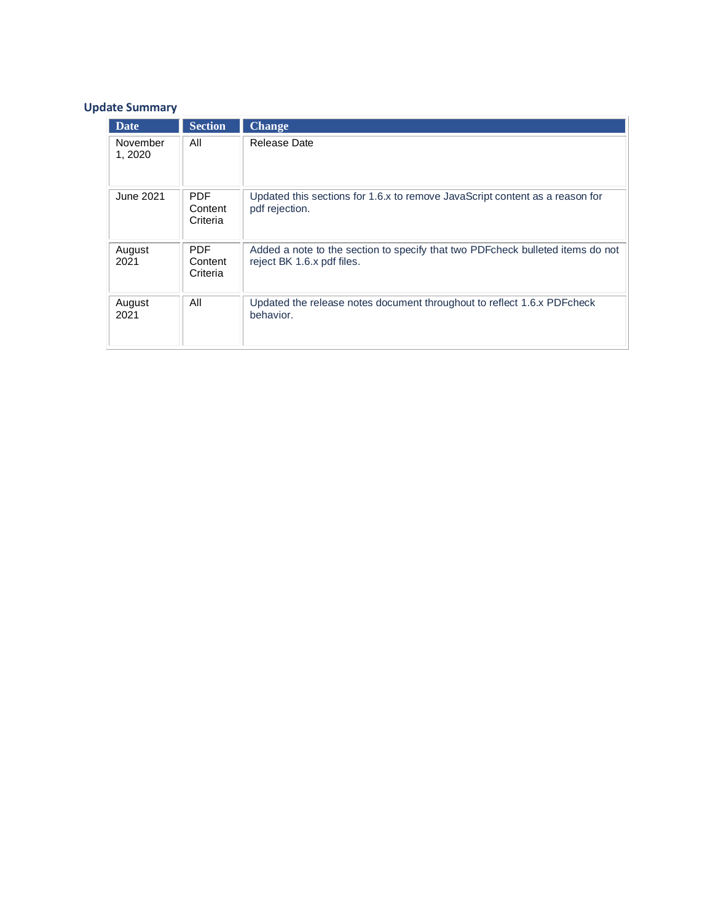## Update Summary

| Date | Section | Change |
|---|---|---|
| November 1, 2020 | All | Release Date |
| June 2021 | PDF Content Criteria | Updated this sections for 1.6.x to remove JavaScript content as a reason for pdf rejection. |
| August 2021 | PDF Content Criteria | Added a note to the section to specify that two PDFcheck bulleted items do not reject BK 1.6.x pdf files. |
| August 2021 | All | Updated the release notes document throughout to reflect 1.6.x PDFcheck behavior. |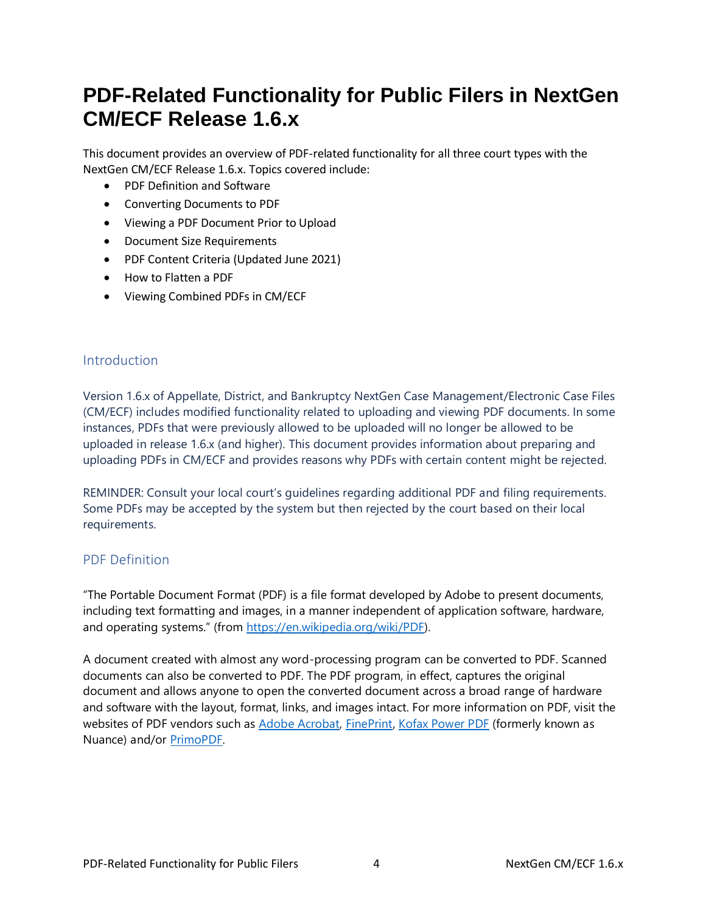# PDF-Related Functionality for Public Filers in NextGen CM/ECF Release 1.6.x

This document provides an overview of PDF-related functionality for all three court types with the NextGen CM/ECF Release 1.6.x. Topics covered include:

- PDF Definition and Software
- Converting Documents to PDF
- Viewing a PDF Document Prior to Upload
- Document Size Requirements
- PDF Content Criteria (Updated June 2021)
- How to Flatten a PDF
- Viewing Combined PDFs in CM/ECF

## Introduction

Version 1.6.x of Appellate, District, and Bankruptcy NextGen Case Management/Electronic Case Files (CM/ECF) includes modified functionality related to uploading and viewing PDF documents. In some instances, PDFs that were previously allowed to be uploaded will no longer be allowed to be uploaded in release 1.6.x (and higher). This document provides information about preparing and uploading PDFs in CM/ECF and provides reasons why PDFs with certain content might be rejected.

REMINDER: Consult your local court's guidelines regarding additional PDF and filing requirements. Some PDFs may be accepted by the system but then rejected by the court based on their local requirements.

## PDF Definition

"The Portable Document Format (PDF) is a file format developed by Adobe to present documents, including text formatting and images, in a manner independent of application software, hardware, and operating systems." (from [https://en.wikipedia.org/wiki/PDF](https://en.wikipedia.org/wiki/PDF)).

A document created with almost any word-processing program can be converted to PDF. Scanned documents can also be converted to PDF. The PDF program, in effect, captures the original document and allows anyone to open the converted document across a broad range of hardware and software with the layout, format, links, and images intact. For more information on PDF, visit the websites of PDF vendors such as Adobe Acrobat, FinePrint, Kofax Power PDF (formerly known as Nuance) and/or PrimoPDF.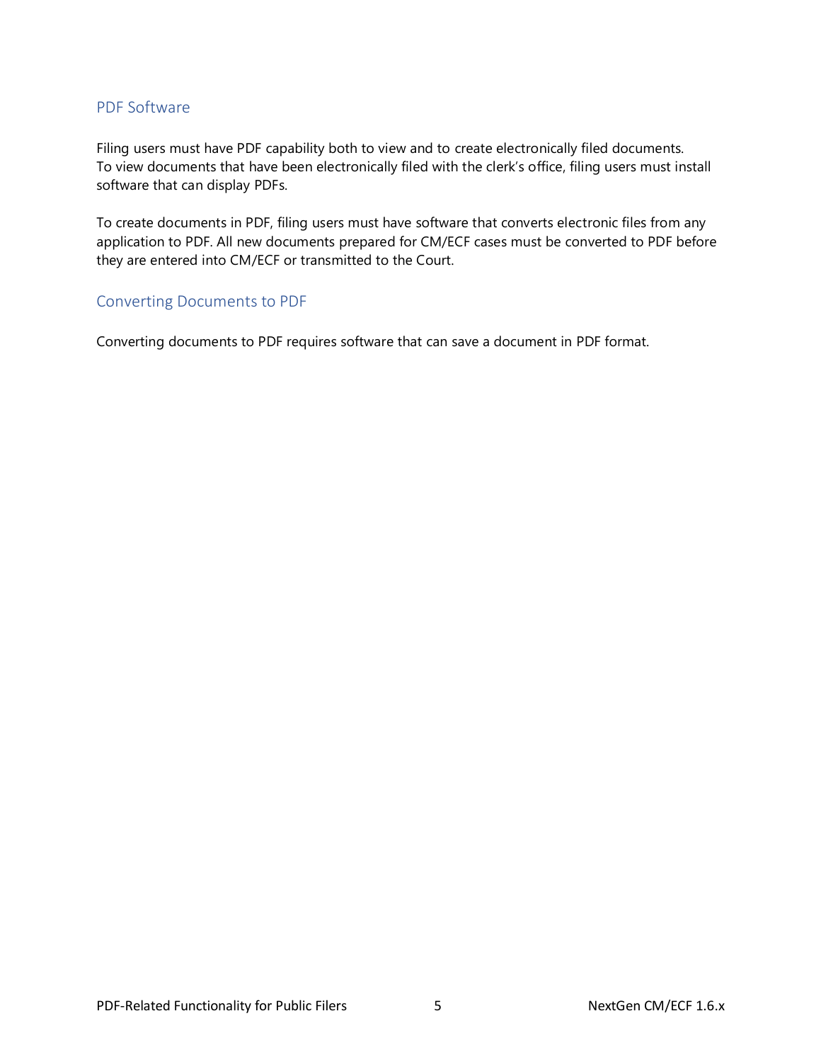## PDF Software

Filing users must have PDF capability both to view and to create electronically filed documents. To view documents that have been electronically filed with the clerk's office, filing users must install software that can display PDFs.

To create documents in PDF, filing users must have software that converts electronic files from any application to PDF. All new documents prepared for CM/ECF cases must be converted to PDF before they are entered into CM/ECF or transmitted to the Court.

## Converting Documents to PDF

Converting documents to PDF requires software that can save a document in PDF format.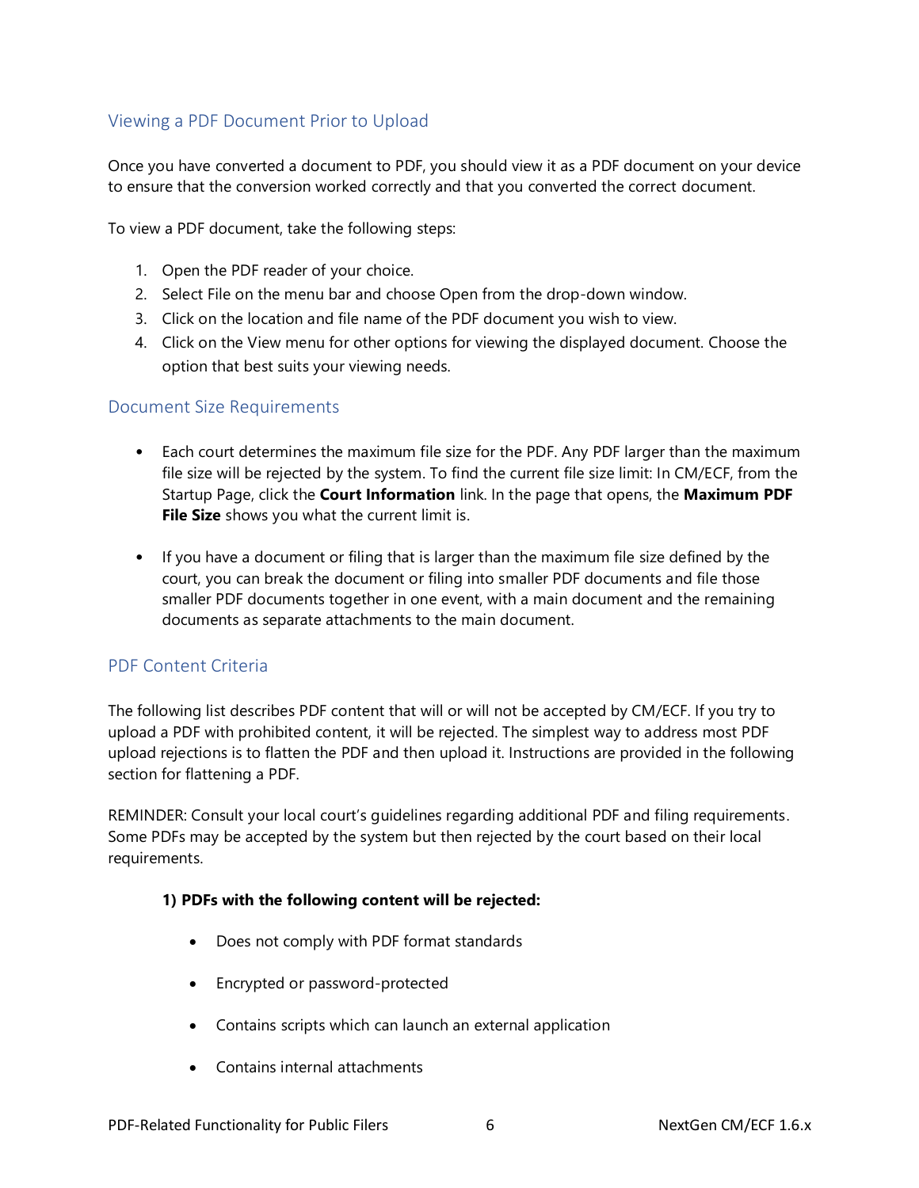## Viewing a PDF Document Prior to Upload

Once you have converted a document to PDF, you should view it as a PDF document on your device to ensure that the conversion worked correctly and that you converted the correct document.

To view a PDF document, take the following steps:

1. Open the PDF reader of your choice.
2. Select File on the menu bar and choose Open from the drop-down window.
3. Click on the location and file name of the PDF document you wish to view.
4. Click on the View menu for other options for viewing the displayed document. Choose the option that best suits your viewing needs.

## Document Size Requirements

- Each court determines the maximum file size for the PDF. Any PDF larger than the maximum file size will be rejected by the system. To find the current file size limit: In CM/ECF, from the Startup Page, click the **Court Information** link. In the page that opens, the **Maximum PDF File Size** shows you what the current limit is.

- If you have a document or filing that is larger than the maximum file size defined by the court, you can break the document or filing into smaller PDF documents and file those smaller PDF documents together in one event, with a main document and the remaining documents as separate attachments to the main document.

## PDF Content Criteria

The following list describes PDF content that will or will not be accepted by CM/ECF. If you try to upload a PDF with prohibited content, it will be rejected. The simplest way to address most PDF upload rejections is to flatten the PDF and then upload it. Instructions are provided in the following section for flattening a PDF.

REMINDER: Consult your local court's guidelines regarding additional PDF and filing requirements. Some PDFs may be accepted by the system but then rejected by the court based on their local requirements.

**1) PDFs with the following content will be rejected:**

- Does not comply with PDF format standards
- Encrypted or password-protected
- Contains scripts which can launch an external application
- Contains internal attachments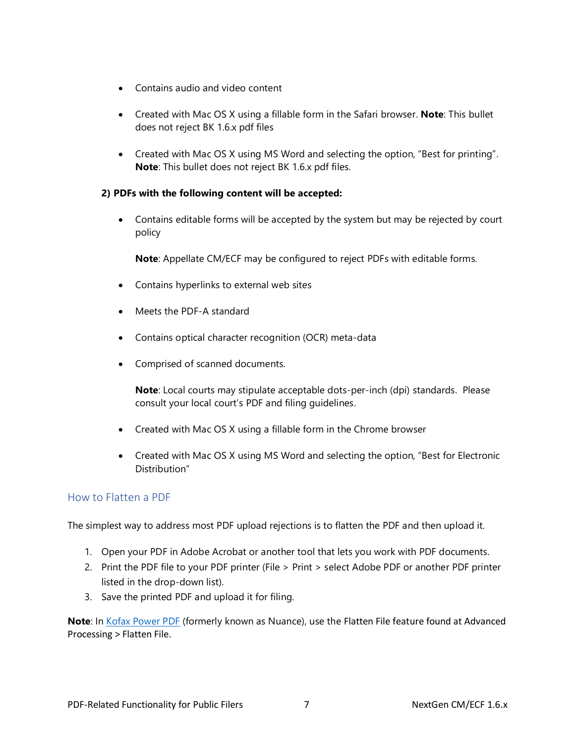- Contains audio and video content
- Created with Mac OS X using a fillable form in the Safari browser. **Note**: This bullet does not reject BK 1.6.x pdf files
- Created with Mac OS X using MS Word and selecting the option, "Best for printing". **Note**: This bullet does not reject BK 1.6.x pdf files.

**2) PDFs with the following content will be accepted:**

- Contains editable forms will be accepted by the system but may be rejected by court policy

  **Note**: Appellate CM/ECF may be configured to reject PDFs with editable forms.

- Contains hyperlinks to external web sites
- Meets the PDF-A standard
- Contains optical character recognition (OCR) meta-data
- Comprised of scanned documents.

  **Note**: Local courts may stipulate acceptable dots-per-inch (dpi) standards. Please consult your local court's PDF and filing guidelines.

- Created with Mac OS X using a fillable form in the Chrome browser
- Created with Mac OS X using MS Word and selecting the option, "Best for Electronic Distribution"

## How to Flatten a PDF

The simplest way to address most PDF upload rejections is to flatten the PDF and then upload it.

1. Open your PDF in Adobe Acrobat or another tool that lets you work with PDF documents.
2. Print the PDF file to your PDF printer (File > Print > select Adobe PDF or another PDF printer listed in the drop-down list).
3. Save the printed PDF and upload it for filing.

**Note**: In Kofax Power PDF (formerly known as Nuance), use the Flatten File feature found at Advanced Processing > Flatten File.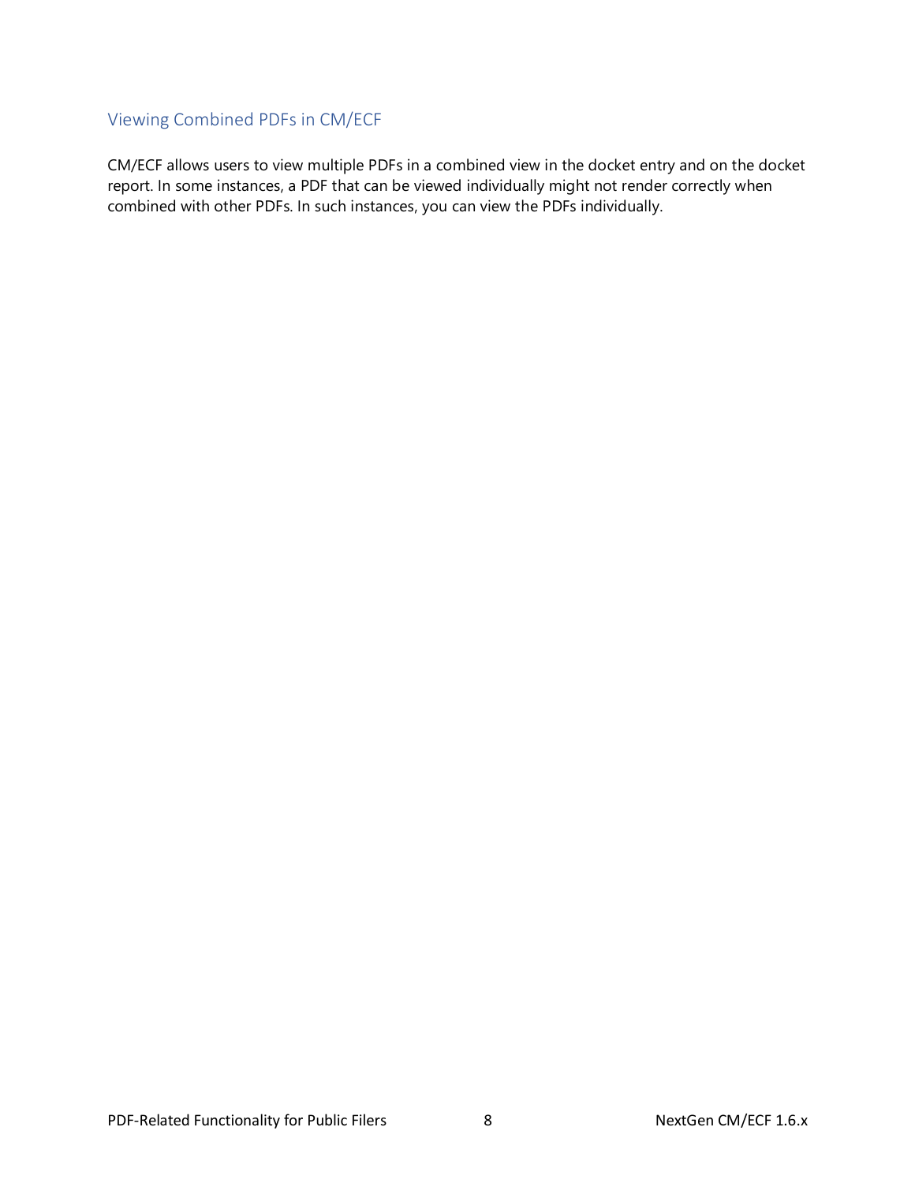## Viewing Combined PDFs in CM/ECF

CM/ECF allows users to view multiple PDFs in a combined view in the docket entry and on the docket report. In some instances, a PDF that can be viewed individually might not render correctly when combined with other PDFs. In such instances, you can view the PDFs individually.